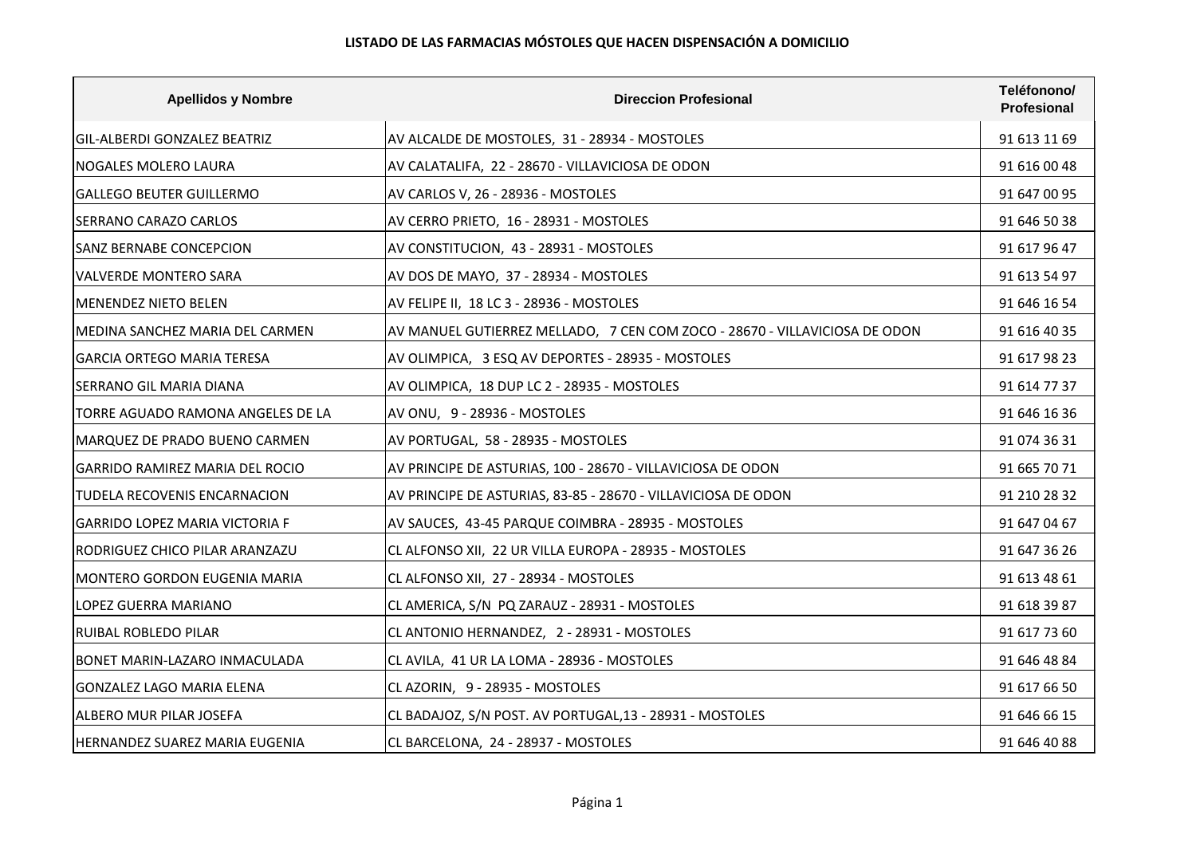**LISTADO DE LAS FARMACIAS MÓSTOLES QUE HACEN DISPENSACIÓN A DOMICILIO**

| Apellidos y Nombre | Direccion Profesional | Teléfonono/ Profesional |
|---|---|---|
| GIL-ALBERDI GONZALEZ BEATRIZ | AV ALCALDE DE MOSTOLES, 31 - 28934 - MOSTOLES | 91 613 11 69 |
| NOGALES MOLERO LAURA | AV CALATALIFA, 22 - 28670 - VILLAVICIOSA DE ODON | 91 616 00 48 |
| GALLEGO BEUTER GUILLERMO | AV CARLOS V, 26 - 28936 - MOSTOLES | 91 647 00 95 |
| SERRANO CARAZO CARLOS | AV CERRO PRIETO, 16 - 28931 - MOSTOLES | 91 646 50 38 |
| SANZ BERNABE CONCEPCION | AV CONSTITUCION, 43 - 28931 - MOSTOLES | 91 617 96 47 |
| VALVERDE MONTERO SARA | AV DOS DE MAYO, 37 - 28934 - MOSTOLES | 91 613 54 97 |
| MENENDEZ NIETO BELEN | AV FELIPE II, 18 LC 3 - 28936 - MOSTOLES | 91 646 16 54 |
| MEDINA SANCHEZ MARIA DEL CARMEN | AV MANUEL GUTIERREZ MELLADO, 7 CEN COM ZOCO - 28670 - VILLAVICIOSA DE ODON | 91 616 40 35 |
| GARCIA ORTEGO MARIA TERESA | AV OLIMPICA, 3 ESQ AV DEPORTES - 28935 - MOSTOLES | 91 617 98 23 |
| SERRANO GIL MARIA DIANA | AV OLIMPICA, 18 DUP LC 2 - 28935 - MOSTOLES | 91 614 77 37 |
| TORRE AGUADO RAMONA ANGELES DE LA | AV ONU, 9 - 28936 - MOSTOLES | 91 646 16 36 |
| MARQUEZ DE PRADO BUENO CARMEN | AV PORTUGAL, 58 - 28935 - MOSTOLES | 91 074 36 31 |
| GARRIDO RAMIREZ MARIA DEL ROCIO | AV PRINCIPE DE ASTURIAS, 100 - 28670 - VILLAVICIOSA DE ODON | 91 665 70 71 |
| TUDELA RECOVENIS ENCARNACION | AV PRINCIPE DE ASTURIAS, 83-85 - 28670 - VILLAVICIOSA DE ODON | 91 210 28 32 |
| GARRIDO LOPEZ MARIA VICTORIA F | AV SAUCES, 43-45 PARQUE COIMBRA - 28935 - MOSTOLES | 91 647 04 67 |
| RODRIGUEZ CHICO PILAR ARANZAZU | CL ALFONSO XII, 22 UR VILLA EUROPA - 28935 - MOSTOLES | 91 647 36 26 |
| MONTERO GORDON EUGENIA MARIA | CL ALFONSO XII, 27 - 28934 - MOSTOLES | 91 613 48 61 |
| LOPEZ GUERRA MARIANO | CL AMERICA, S/N PQ ZARAUZ - 28931 - MOSTOLES | 91 618 39 87 |
| RUIBAL ROBLEDO PILAR | CL ANTONIO HERNANDEZ, 2 - 28931 - MOSTOLES | 91 617 73 60 |
| BONET MARIN-LAZARO INMACULADA | CL AVILA, 41 UR LA LOMA - 28936 - MOSTOLES | 91 646 48 84 |
| GONZALEZ LAGO MARIA ELENA | CL AZORIN, 9 - 28935 - MOSTOLES | 91 617 66 50 |
| ALBERO MUR PILAR JOSEFA | CL BADAJOZ, S/N POST. AV PORTUGAL,13 - 28931 - MOSTOLES | 91 646 66 15 |
| HERNANDEZ SUAREZ MARIA EUGENIA | CL BARCELONA, 24 - 28937 - MOSTOLES | 91 646 40 88 |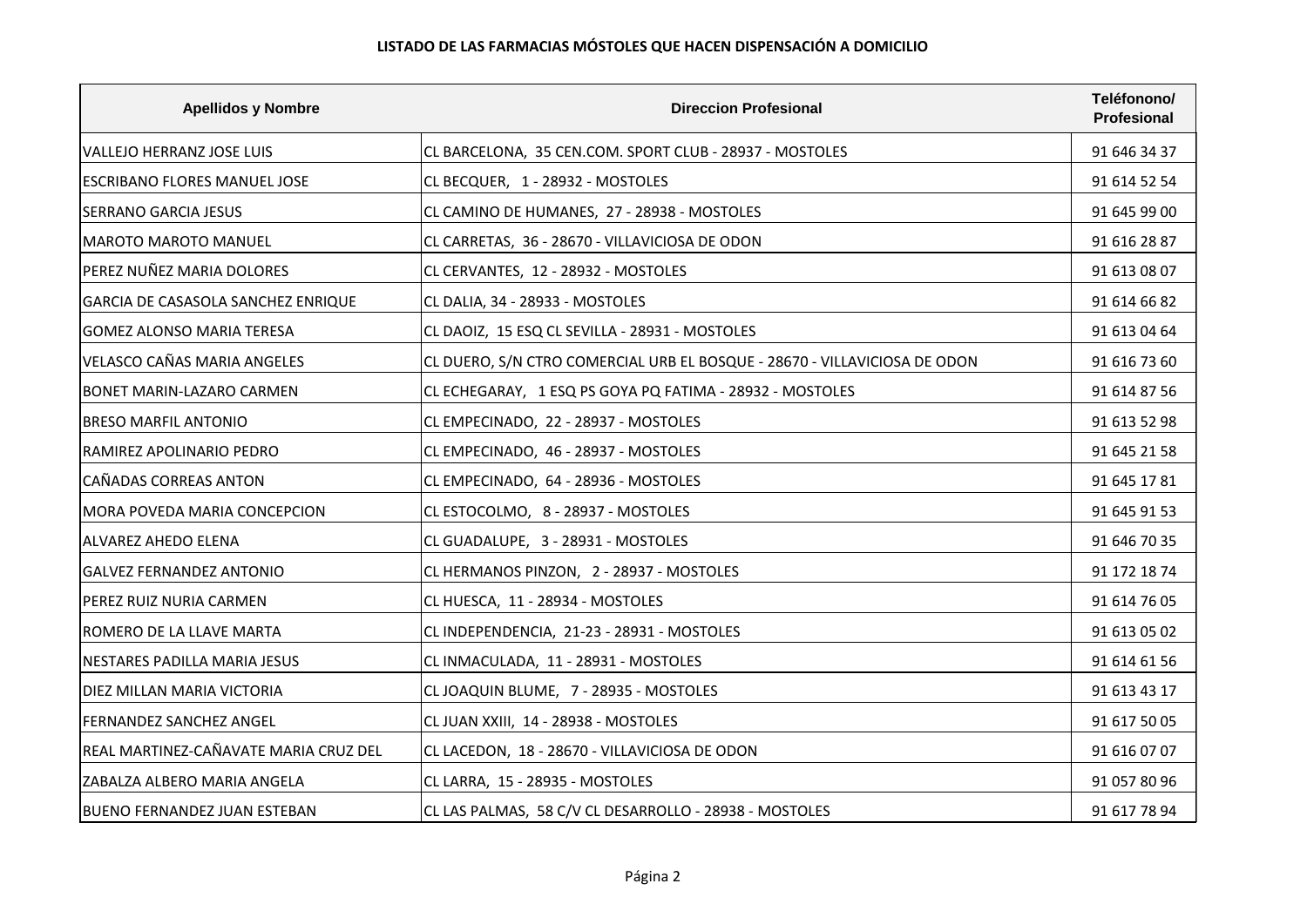**LISTADO DE LAS FARMACIAS MÓSTOLES QUE HACEN DISPENSACIÓN A DOMICILIO**

| Apellidos y Nombre | Direccion Profesional | Teléfonono/ Profesional |
|---|---|---|
| VALLEJO HERRANZ JOSE LUIS | CL BARCELONA, 35 CEN.COM. SPORT CLUB - 28937 - MOSTOLES | 91 646 34 37 |
| ESCRIBANO FLORES MANUEL JOSE | CL BECQUER, 1 - 28932 - MOSTOLES | 91 614 52 54 |
| SERRANO GARCIA JESUS | CL CAMINO DE HUMANES, 27 - 28938 - MOSTOLES | 91 645 99 00 |
| MAROTO MAROTO MANUEL | CL CARRETAS, 36 - 28670 - VILLAVICIOSA DE ODON | 91 616 28 87 |
| PEREZ NUÑEZ MARIA DOLORES | CL CERVANTES, 12 - 28932 - MOSTOLES | 91 613 08 07 |
| GARCIA DE CASASOLA SANCHEZ ENRIQUE | CL DALIA, 34 - 28933 - MOSTOLES | 91 614 66 82 |
| GOMEZ ALONSO MARIA TERESA | CL DAOIZ, 15 ESQ CL SEVILLA - 28931 - MOSTOLES | 91 613 04 64 |
| VELASCO CAÑAS MARIA ANGELES | CL DUERO, S/N CTRO COMERCIAL URB EL BOSQUE - 28670 - VILLAVICIOSA DE ODON | 91 616 73 60 |
| BONET MARIN-LAZARO CARMEN | CL ECHEGARAY, 1 ESQ PS GOYA PQ FATIMA - 28932 - MOSTOLES | 91 614 87 56 |
| BRESO MARFIL ANTONIO | CL EMPECINADO, 22 - 28937 - MOSTOLES | 91 613 52 98 |
| RAMIREZ APOLINARIO PEDRO | CL EMPECINADO, 46 - 28937 - MOSTOLES | 91 645 21 58 |
| CAÑADAS CORREAS ANTON | CL EMPECINADO, 64 - 28936 - MOSTOLES | 91 645 17 81 |
| MORA POVEDA MARIA CONCEPCION | CL ESTOCOLMO, 8 - 28937 - MOSTOLES | 91 645 91 53 |
| ALVAREZ AHEDO ELENA | CL GUADALUPE, 3 - 28931 - MOSTOLES | 91 646 70 35 |
| GALVEZ FERNANDEZ ANTONIO | CL HERMANOS PINZON, 2 - 28937 - MOSTOLES | 91 172 18 74 |
| PEREZ RUIZ NURIA CARMEN | CL HUESCA, 11 - 28934 - MOSTOLES | 91 614 76 05 |
| ROMERO DE LA LLAVE MARTA | CL INDEPENDENCIA, 21-23 - 28931 - MOSTOLES | 91 613 05 02 |
| NESTARES PADILLA MARIA JESUS | CL INMACULADA, 11 - 28931 - MOSTOLES | 91 614 61 56 |
| DIEZ MILLAN MARIA VICTORIA | CL JOAQUIN BLUME, 7 - 28935 - MOSTOLES | 91 613 43 17 |
| FERNANDEZ SANCHEZ ANGEL | CL JUAN XXIII, 14 - 28938 - MOSTOLES | 91 617 50 05 |
| REAL MARTINEZ-CAÑAVATE MARIA CRUZ DEL | CL LACEDON, 18 - 28670 - VILLAVICIOSA DE ODON | 91 616 07 07 |
| ZABALZA ALBERO MARIA ANGELA | CL LARRA, 15 - 28935 - MOSTOLES | 91 057 80 96 |
| BUENO FERNANDEZ JUAN ESTEBAN | CL LAS PALMAS, 58 C/V CL DESARROLLO - 28938 - MOSTOLES | 91 617 78 94 |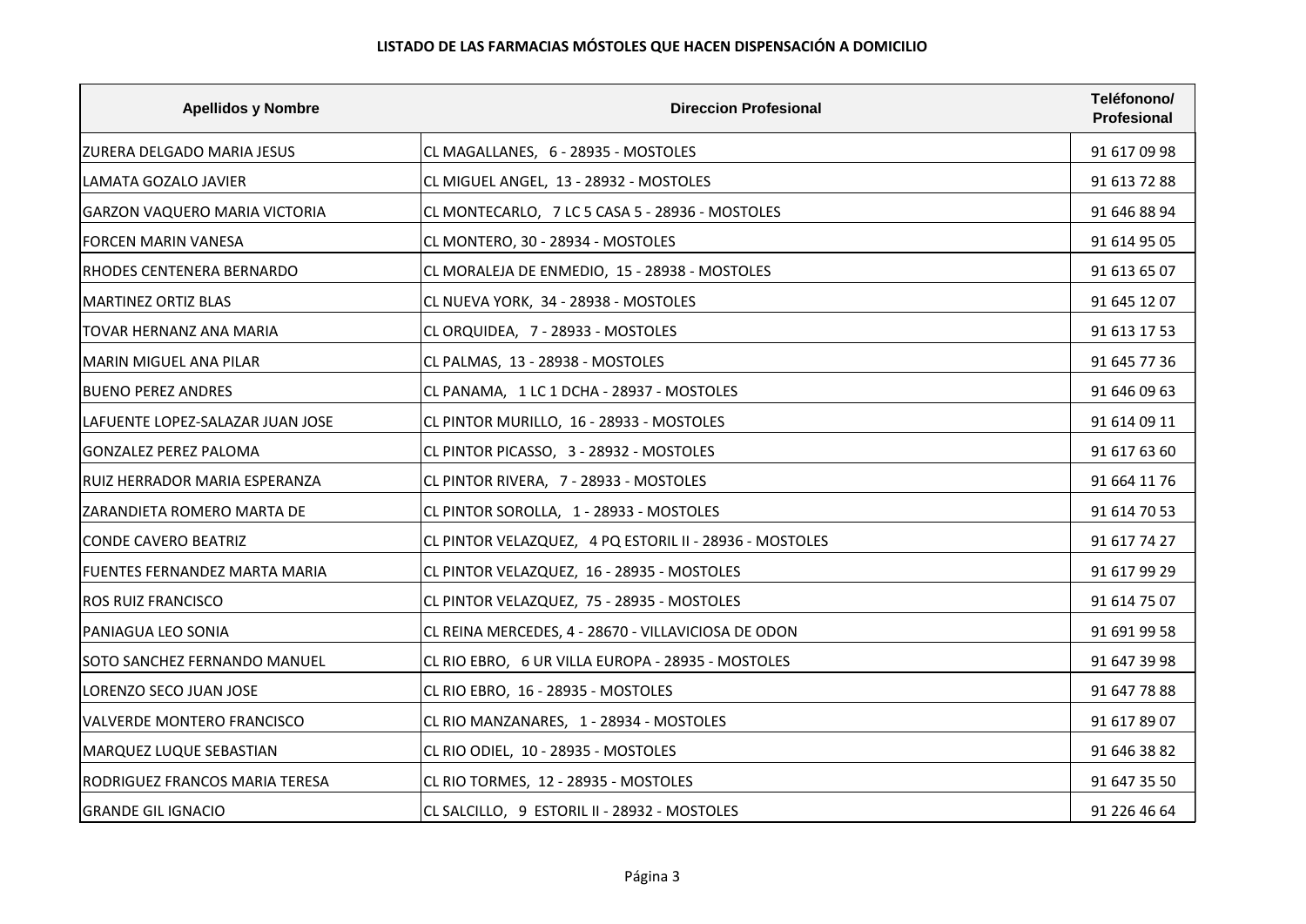**LISTADO DE LAS FARMACIAS MÓSTOLES QUE HACEN DISPENSACIÓN A DOMICILIO**

| Apellidos y Nombre | Direccion Profesional | Teléfonono/ Profesional |
|---|---|---|
| ZURERA DELGADO MARIA JESUS | CL MAGALLANES, 6 - 28935 - MOSTOLES | 91 617 09 98 |
| LAMATA GOZALO JAVIER | CL MIGUEL ANGEL, 13 - 28932 - MOSTOLES | 91 613 72 88 |
| GARZON VAQUERO MARIA VICTORIA | CL MONTECARLO, 7 LC 5 CASA 5 - 28936 - MOSTOLES | 91 646 88 94 |
| FORCEN MARIN VANESA | CL MONTERO, 30 - 28934 - MOSTOLES | 91 614 95 05 |
| RHODES CENTENERA BERNARDO | CL MORALEJA DE ENMEDIO, 15 - 28938 - MOSTOLES | 91 613 65 07 |
| MARTINEZ ORTIZ BLAS | CL NUEVA YORK, 34 - 28938 - MOSTOLES | 91 645 12 07 |
| TOVAR HERNANZ ANA MARIA | CL ORQUIDEA, 7 - 28933 - MOSTOLES | 91 613 17 53 |
| MARIN MIGUEL ANA PILAR | CL PALMAS, 13 - 28938 - MOSTOLES | 91 645 77 36 |
| BUENO PEREZ ANDRES | CL PANAMA, 1 LC 1 DCHA - 28937 - MOSTOLES | 91 646 09 63 |
| LAFUENTE LOPEZ-SALAZAR JUAN JOSE | CL PINTOR MURILLO, 16 - 28933 - MOSTOLES | 91 614 09 11 |
| GONZALEZ PEREZ PALOMA | CL PINTOR PICASSO, 3 - 28932 - MOSTOLES | 91 617 63 60 |
| RUIZ HERRADOR MARIA ESPERANZA | CL PINTOR RIVERA, 7 - 28933 - MOSTOLES | 91 664 11 76 |
| ZARANDIETA ROMERO MARTA DE | CL PINTOR SOROLLA, 1 - 28933 - MOSTOLES | 91 614 70 53 |
| CONDE CAVERO BEATRIZ | CL PINTOR VELAZQUEZ, 4 PQ ESTORIL II - 28936 - MOSTOLES | 91 617 74 27 |
| FUENTES FERNANDEZ MARTA MARIA | CL PINTOR VELAZQUEZ, 16 - 28935 - MOSTOLES | 91 617 99 29 |
| ROS RUIZ FRANCISCO | CL PINTOR VELAZQUEZ, 75 - 28935 - MOSTOLES | 91 614 75 07 |
| PANIAGUA LEO SONIA | CL REINA MERCEDES, 4 - 28670 - VILLAVICIOSA DE ODON | 91 691 99 58 |
| SOTO SANCHEZ FERNANDO MANUEL | CL RIO EBRO, 6 UR VILLA EUROPA - 28935 - MOSTOLES | 91 647 39 98 |
| LORENZO SECO JUAN JOSE | CL RIO EBRO, 16 - 28935 - MOSTOLES | 91 647 78 88 |
| VALVERDE MONTERO FRANCISCO | CL RIO MANZANARES, 1 - 28934 - MOSTOLES | 91 617 89 07 |
| MARQUEZ LUQUE SEBASTIAN | CL RIO ODIEL, 10 - 28935 - MOSTOLES | 91 646 38 82 |
| RODRIGUEZ FRANCOS MARIA TERESA | CL RIO TORMES, 12 - 28935 - MOSTOLES | 91 647 35 50 |
| GRANDE GIL IGNACIO | CL SALCILLO, 9 ESTORIL II - 28932 - MOSTOLES | 91 226 46 64 |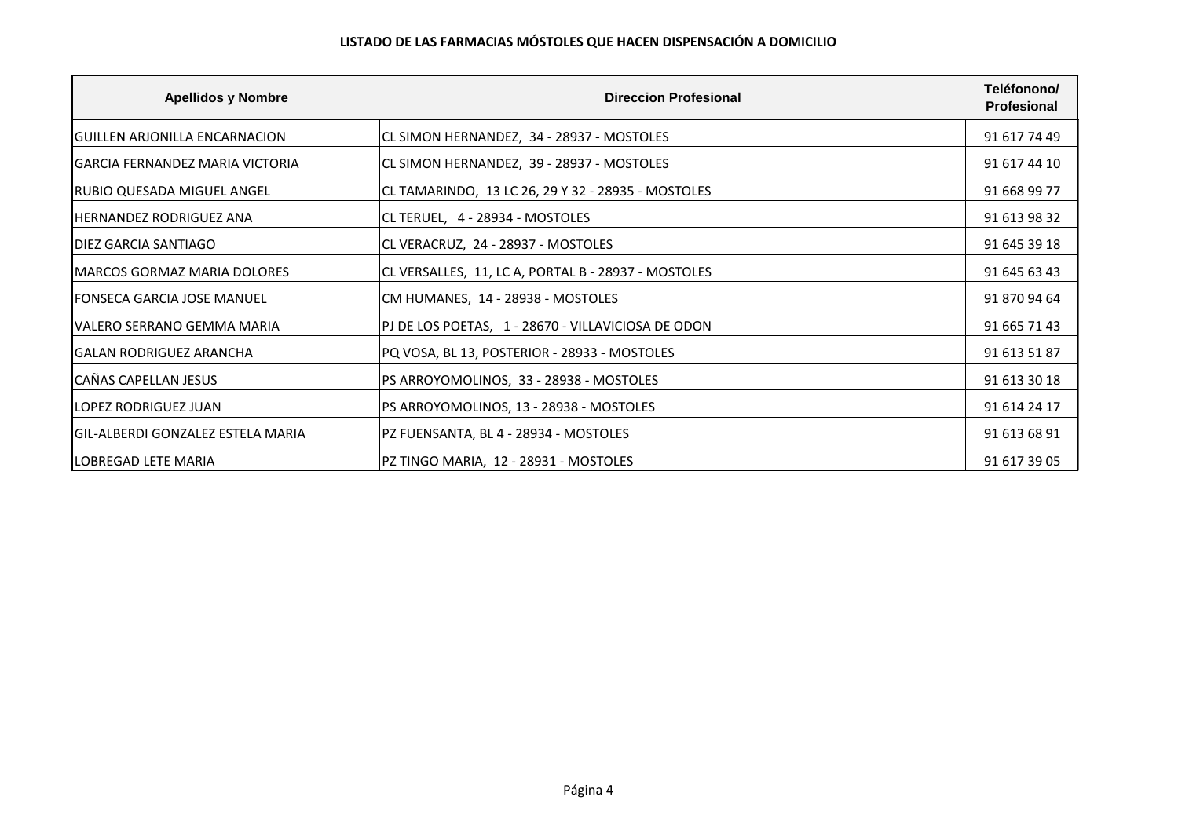**LISTADO DE LAS FARMACIAS MÓSTOLES QUE HACEN DISPENSACIÓN A DOMICILIO**

| Apellidos y Nombre | Direccion Profesional | Teléfonono/ Profesional |
|---|---|---|
| GUILLEN ARJONILLA ENCARNACION | CL SIMON HERNANDEZ, 34 - 28937 - MOSTOLES | 91 617 74 49 |
| GARCIA FERNANDEZ MARIA VICTORIA | CL SIMON HERNANDEZ, 39 - 28937 - MOSTOLES | 91 617 44 10 |
| RUBIO QUESADA MIGUEL ANGEL | CL TAMARINDO, 13 LC 26, 29 Y 32 - 28935 - MOSTOLES | 91 668 99 77 |
| HERNANDEZ RODRIGUEZ ANA | CL TERUEL, 4 - 28934 - MOSTOLES | 91 613 98 32 |
| DIEZ GARCIA SANTIAGO | CL VERACRUZ, 24 - 28937 - MOSTOLES | 91 645 39 18 |
| MARCOS GORMAZ MARIA DOLORES | CL VERSALLES, 11, LC A, PORTAL B - 28937 - MOSTOLES | 91 645 63 43 |
| FONSECA GARCIA JOSE MANUEL | CM HUMANES, 14 - 28938 - MOSTOLES | 91 870 94 64 |
| VALERO SERRANO GEMMA MARIA | PJ DE LOS POETAS, 1 - 28670 - VILLAVICIOSA DE ODON | 91 665 71 43 |
| GALAN RODRIGUEZ ARANCHA | PQ VOSA, BL 13, POSTERIOR - 28933 - MOSTOLES | 91 613 51 87 |
| CAÑAS CAPELLAN JESUS | PS ARROYOMOLINOS, 33 - 28938 - MOSTOLES | 91 613 30 18 |
| LOPEZ RODRIGUEZ JUAN | PS ARROYOMOLINOS, 13 - 28938 - MOSTOLES | 91 614 24 17 |
| GIL-ALBERDI GONZALEZ ESTELA MARIA | PZ FUENSANTA, BL 4 - 28934 - MOSTOLES | 91 613 68 91 |
| LOBREGAD LETE MARIA | PZ TINGO MARIA, 12 - 28931 - MOSTOLES | 91 617 39 05 |